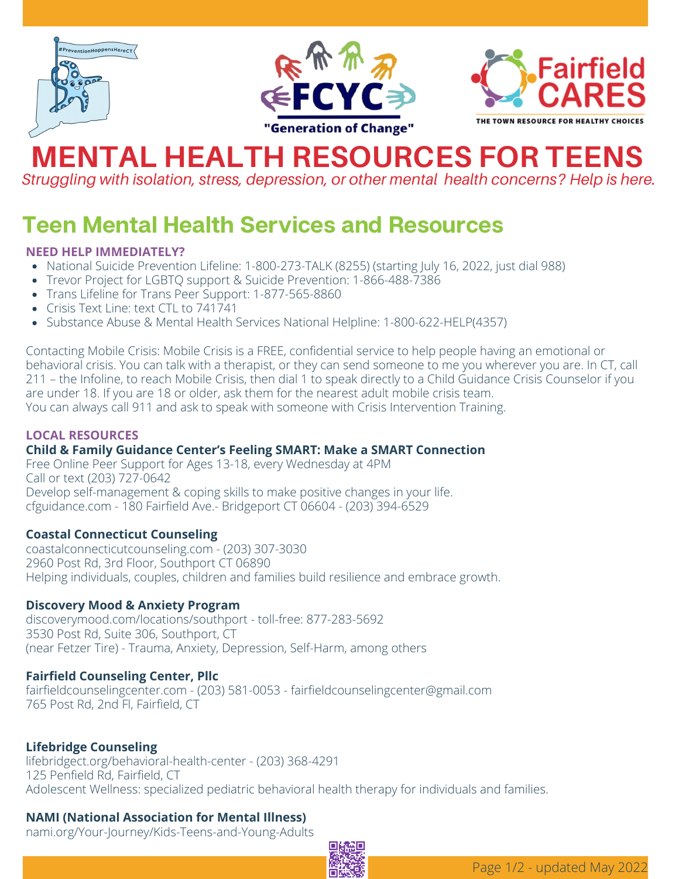"Generation of Change"

THE TOWN RESOURCE FOR HEALTHY CHOICES

# MENTAL HEALTH RESOURCES FOR TEENS

*Struggling with isolation, stress, depression, or other mental health concerns? Help is here.*

## Teen Mental Health Services and Resources

### NEED HELP IMMEDIATELY?

- National Suicide Prevention Lifeline: 1-800-273-TALK (8255) (starting July 16, 2022, just dial 988)
- Trevor Project for LGBTQ support & Suicide Prevention: 1-866-488-7386
- Trans Lifeline for Trans Peer Support: 1-877-565-8860
- Crisis Text Line: text CTL to 741741
- Substance Abuse & Mental Health Services National Helpline: 1-800-622-HELP(4357)

Contacting Mobile Crisis: Mobile Crisis is a FREE, confidential service to help people having an emotional or behavioral crisis. You can talk with a therapist, or they can send someone to me you wherever you are. In CT, call 211 – the Infoline, to reach Mobile Crisis, then dial 1 to speak directly to a Child Guidance Crisis Counselor if you are under 18. If you are 18 or older, ask them for the nearest adult mobile crisis team.
You can always call 911 and ask to speak with someone with Crisis Intervention Training.

### LOCAL RESOURCES

**Child & Family Guidance Center's Feeling SMART: Make a SMART Connection**
Free Online Peer Support for Ages 13-18, every Wednesday at 4PM
Call or text (203) 727-0642
Develop self-management & coping skills to make positive changes in your life.
cfguidance.com - 180 Fairfield Ave.- Bridgeport CT 06604 - (203) 394-6529

**Coastal Connecticut Counseling**
coastalconnecticutcounseling.com - (203) 307-3030
2960 Post Rd, 3rd Floor, Southport CT 06890
Helping individuals, couples, children and families build resilience and embrace growth.

**Discovery Mood & Anxiety Program**
discoverymood.com/locations/southport - toll-free: 877-283-5692
3530 Post Rd, Suite 306, Southport, CT
(near Fetzer Tire) - Trauma, Anxiety, Depression, Self-Harm, among others

**Fairfield Counseling Center, Pllc**
fairfieldcounselingcenter.com - (203) 581-0053 - fairfieldcounselingcenter@gmail.com
765 Post Rd, 2nd Fl, Fairfield, CT

**Lifebridge Counseling**
lifebridgect.org/behavioral-health-center - (203) 368-4291
125 Penfield Rd, Fairfield, CT
Adolescent Wellness: specialized pediatric behavioral health therapy for individuals and families.

**NAMI (National Association for Mental Illness)**
nami.org/Your-Journey/Kids-Teens-and-Young-Adults

updated May 2022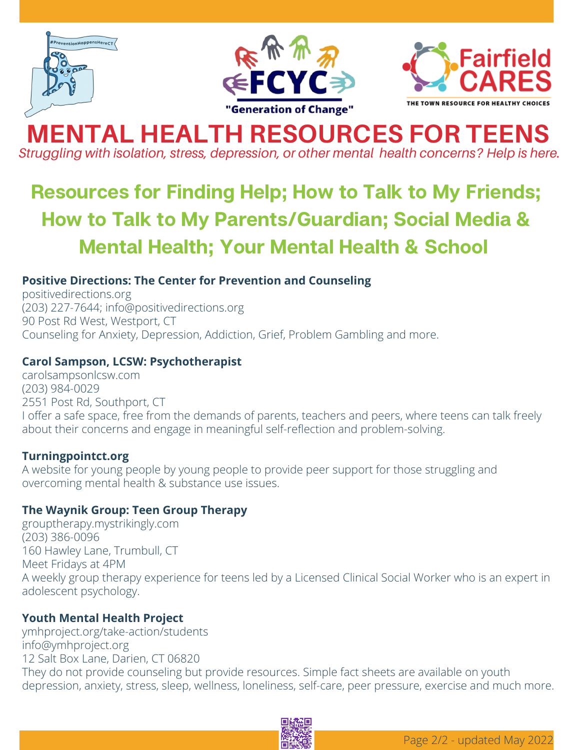#PreventionHappensHereCT

FCYC "Generation of Change"

Fairfield CARES
THE TOWN RESOURCE FOR HEALTHY CHOICES

# MENTAL HEALTH RESOURCES FOR TEENS

*Struggling with isolation, stress, depression, or other mental health concerns? Help is here.*

## Resources for Finding Help; How to Talk to My Friends; How to Talk to My Parents/Guardian; Social Media & Mental Health; Your Mental Health & School

**Positive Directions: The Center for Prevention and Counseling**
positivedirections.org
(203) 227-7644; info@positivedirections.org
90 Post Rd West, Westport, CT
Counseling for Anxiety, Depression, Addiction, Grief, Problem Gambling and more.

**Carol Sampson, LCSW: Psychotherapist**
carolsampsonlcsw.com
(203) 984-0029
2551 Post Rd, Southport, CT
I offer a safe space, free from the demands of parents, teachers and peers, where teens can talk freely about their concerns and engage in meaningful self-reflection and problem-solving.

**Turningpointct.org**
A website for young people by young people to provide peer support for those struggling and overcoming mental health & substance use issues.

**The Waynik Group: Teen Group Therapy**
grouptherapy.mystrikingly.com
(203) 386-0096
160 Hawley Lane, Trumbull, CT
Meet Fridays at 4PM
A weekly group therapy experience for teens led by a Licensed Clinical Social Worker who is an expert in adolescent psychology.

**Youth Mental Health Project**
ymhproject.org/take-action/students
info@ymhproject.org
12 Salt Box Lane, Darien, CT 06820
They do not provide counseling but provide resources. Simple fact sheets are available on youth depression, anxiety, stress, sleep, wellness, loneliness, self-care, peer pressure, exercise and much more.

updated May 2022